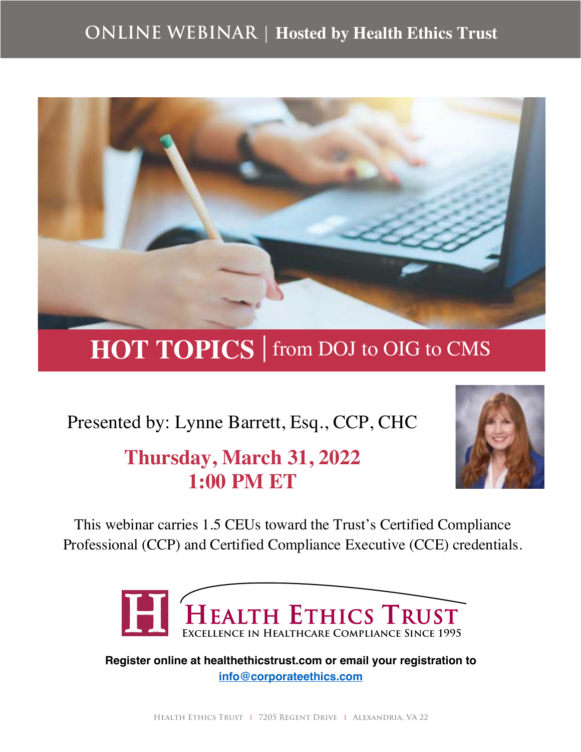ONLINE WEBINAR | **Hosted by Health Ethics Trust**

# HOT TOPICS | from DOJ to OIG to CMS

Presented by: Lynne Barrett, Esq., CCP, CHC

## Thursday, March 31, 2022
## 1:00 PM ET

This webinar carries 1.5 CEUs toward the Trust's Certified Compliance Professional (CCP) and Certified Compliance Executive (CCE) credentials.

HEALTH ETHICS TRUST
EXCELLENCE IN HEALTHCARE COMPLIANCE SINCE 1995

**Register online at healthethicstrust.com or email your registration to info@corporateethics.com**

HEALTH ETHICS TRUST | 7205 REGENT DRIVE | ALEXANDRIA, VA 22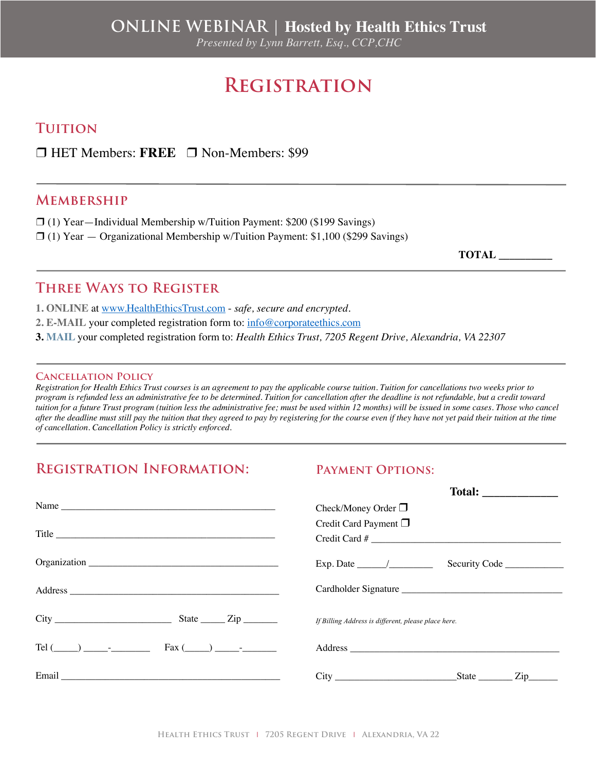ONLINE WEBINAR | **Hosted by Health Ethics Trust**

*Presented by Lynn Barrett, Esq., CCP,CHC*

# Registration

## Tuition

❒ HET Members: **FREE** ❒ Non-Members: $99

## Membership

❒ (1) Year—Individual Membership w/Tuition Payment: $200 ($199 Savings)

❒ (1) Year — Organizational Membership w/Tuition Payment: $1,100 ($299 Savings)

**TOTAL** __________

## Three Ways to Register

1. **ONLINE** at www.HealthEthicsTrust.com - *safe, secure and encrypted.*
2. **E-MAIL** your completed registration form to: info@corporateethics.com
3. **MAIL** your completed registration form to: *Health Ethics Trust, 7205 Regent Drive, Alexandria, VA 22307*

### Cancellation Policy

*Registration for Health Ethics Trust courses is an agreement to pay the applicable course tuition. Tuition for cancellations two weeks prior to program is refunded less an administrative fee to be determined. Tuition for cancellation after the deadline is not refundable, but a credit toward tuition for a future Trust program (tuition less the administrative fee; must be used within 12 months) will be issued in some cases. Those who cancel after the deadline must still pay the tuition that they agreed to pay by registering for the course even if they have not yet paid their tuition at the time of cancellation. Cancellation Policy is strictly enforced.*

## Registration Information:

Name _____________________________________________

Title _____________________________________________

Organization _______________________________________

Address ___________________________________________

City ________________________ State _____ Zip _______

Tel (_____) _____-________ Fax (_____) _____-_______

Email _____________________________________________

## Payment Options:

**Total:** _____________

Check/Money Order ❒

Credit Card Payment ❒

Credit Card # ______________________________________

Exp. Date ______/_________ Security Code ____________

Cardholder Signature _______________________________

*If Billing Address is different, please place here.*

Address ___________________________________________

City ________________________State _______ Zip______